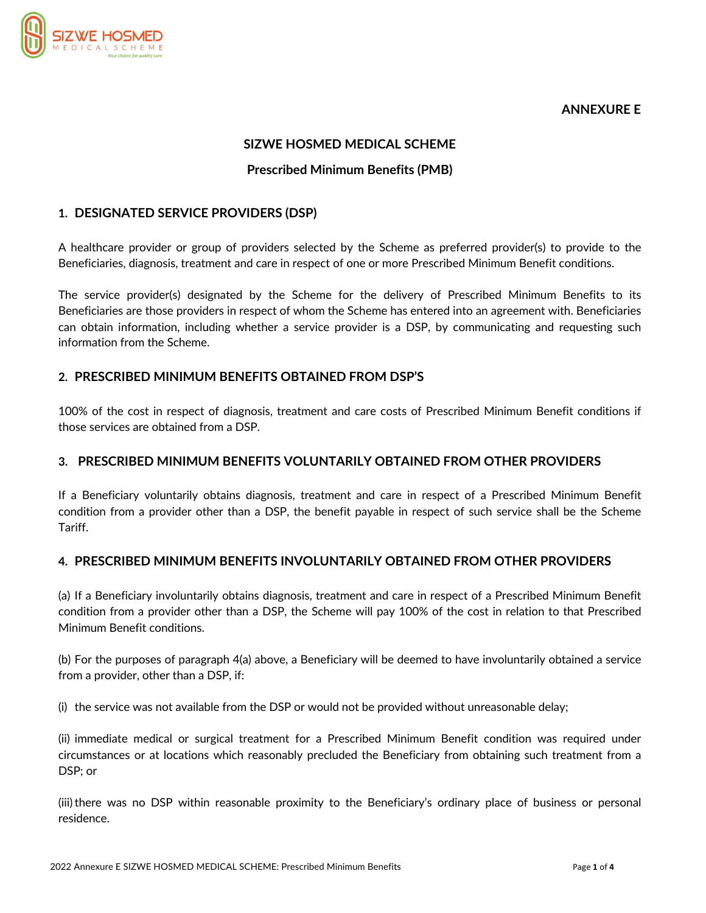**ANNEXURE E**

# SIZWE HOSMED MEDICAL SCHEME

## Prescribed Minimum Benefits (PMB)

### 1. DESIGNATED SERVICE PROVIDERS (DSP)

A healthcare provider or group of providers selected by the Scheme as preferred provider(s) to provide to the Beneficiaries, diagnosis, treatment and care in respect of one or more Prescribed Minimum Benefit conditions.

The service provider(s) designated by the Scheme for the delivery of Prescribed Minimum Benefits to its Beneficiaries are those providers in respect of whom the Scheme has entered into an agreement with. Beneficiaries can obtain information, including whether a service provider is a DSP, by communicating and requesting such information from the Scheme.

### 2. PRESCRIBED MINIMUM BENEFITS OBTAINED FROM DSP'S

100% of the cost in respect of diagnosis, treatment and care costs of Prescribed Minimum Benefit conditions if those services are obtained from a DSP.

### 3. PRESCRIBED MINIMUM BENEFITS VOLUNTARILY OBTAINED FROM OTHER PROVIDERS

If a Beneficiary voluntarily obtains diagnosis, treatment and care in respect of a Prescribed Minimum Benefit condition from a provider other than a DSP, the benefit payable in respect of such service shall be the Scheme Tariff.

### 4. PRESCRIBED MINIMUM BENEFITS INVOLUNTARILY OBTAINED FROM OTHER PROVIDERS

(a) If a Beneficiary involuntarily obtains diagnosis, treatment and care in respect of a Prescribed Minimum Benefit condition from a provider other than a DSP, the Scheme will pay 100% of the cost in relation to that Prescribed Minimum Benefit conditions.

(b) For the purposes of paragraph 4(a) above, a Beneficiary will be deemed to have involuntarily obtained a service from a provider, other than a DSP, if:

(i) the service was not available from the DSP or would not be provided without unreasonable delay;

(ii) immediate medical or surgical treatment for a Prescribed Minimum Benefit condition was required under circumstances or at locations which reasonably precluded the Beneficiary from obtaining such treatment from a DSP; or

(iii) there was no DSP within reasonable proximity to the Beneficiary's ordinary place of business or personal residence.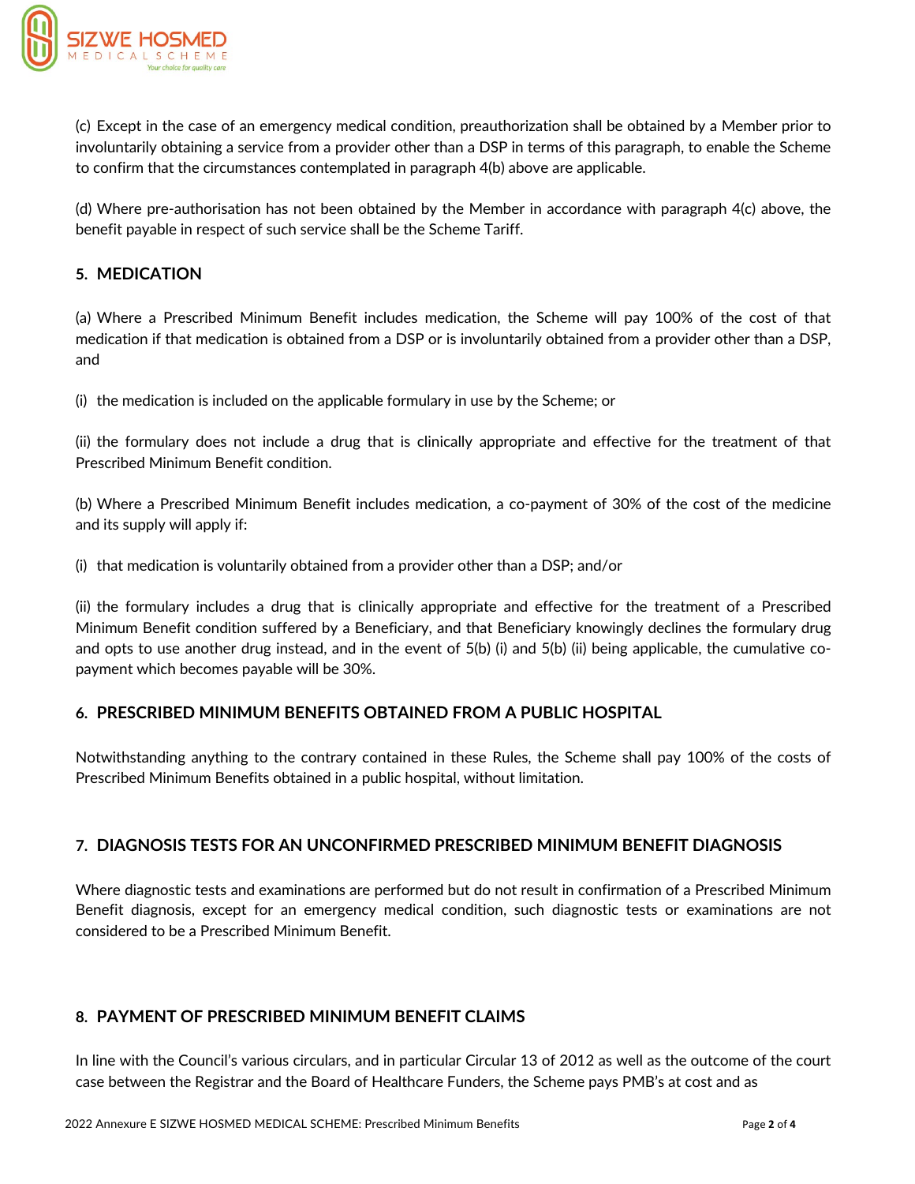(c) Except in the case of an emergency medical condition, preauthorization shall be obtained by a Member prior to involuntarily obtaining a service from a provider other than a DSP in terms of this paragraph, to enable the Scheme to confirm that the circumstances contemplated in paragraph 4(b) above are applicable.

(d) Where pre-authorisation has not been obtained by the Member in accordance with paragraph 4(c) above, the benefit payable in respect of such service shall be the Scheme Tariff.

## 5. MEDICATION

(a) Where a Prescribed Minimum Benefit includes medication, the Scheme will pay 100% of the cost of that medication if that medication is obtained from a DSP or is involuntarily obtained from a provider other than a DSP, and

(i) the medication is included on the applicable formulary in use by the Scheme; or

(ii) the formulary does not include a drug that is clinically appropriate and effective for the treatment of that Prescribed Minimum Benefit condition.

(b) Where a Prescribed Minimum Benefit includes medication, a co-payment of 30% of the cost of the medicine and its supply will apply if:

(i) that medication is voluntarily obtained from a provider other than a DSP; and/or

(ii) the formulary includes a drug that is clinically appropriate and effective for the treatment of a Prescribed Minimum Benefit condition suffered by a Beneficiary, and that Beneficiary knowingly declines the formulary drug and opts to use another drug instead, and in the event of 5(b) (i) and 5(b) (ii) being applicable, the cumulative co-payment which becomes payable will be 30%.

## 6. PRESCRIBED MINIMUM BENEFITS OBTAINED FROM A PUBLIC HOSPITAL

Notwithstanding anything to the contrary contained in these Rules, the Scheme shall pay 100% of the costs of Prescribed Minimum Benefits obtained in a public hospital, without limitation.

## 7. DIAGNOSIS TESTS FOR AN UNCONFIRMED PRESCRIBED MINIMUM BENEFIT DIAGNOSIS

Where diagnostic tests and examinations are performed but do not result in confirmation of a Prescribed Minimum Benefit diagnosis, except for an emergency medical condition, such diagnostic tests or examinations are not considered to be a Prescribed Minimum Benefit.

## 8. PAYMENT OF PRESCRIBED MINIMUM BENEFIT CLAIMS

In line with the Council's various circulars, and in particular Circular 13 of 2012 as well as the outcome of the court case between the Registrar and the Board of Healthcare Funders, the Scheme pays PMB's at cost and as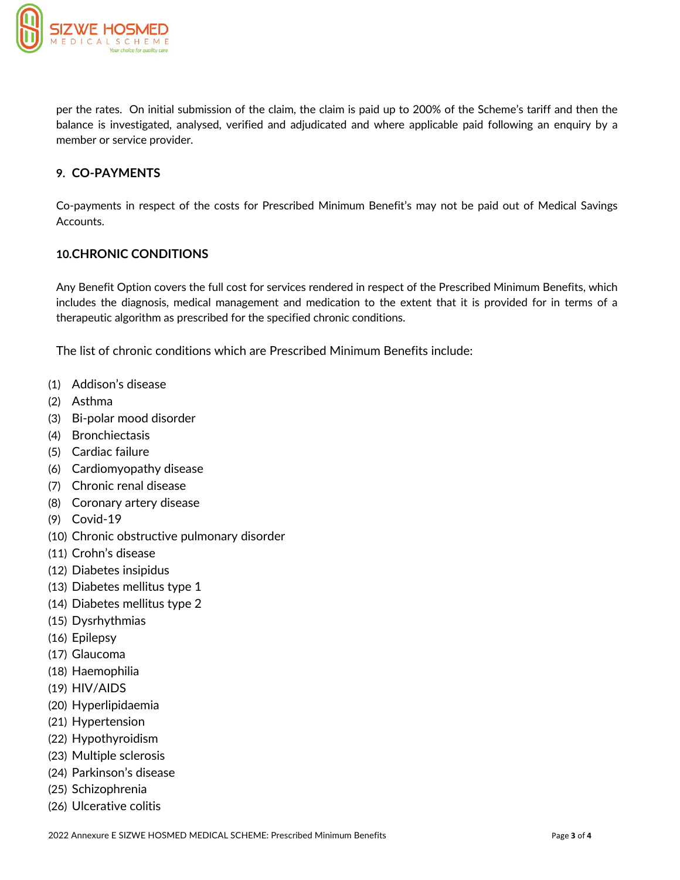per the rates. On initial submission of the claim, the claim is paid up to 200% of the Scheme's tariff and then the balance is investigated, analysed, verified and adjudicated and where applicable paid following an enquiry by a member or service provider.

## 9. CO-PAYMENTS

Co-payments in respect of the costs for Prescribed Minimum Benefit's may not be paid out of Medical Savings Accounts.

## 10. CHRONIC CONDITIONS

Any Benefit Option covers the full cost for services rendered in respect of the Prescribed Minimum Benefits, which includes the diagnosis, medical management and medication to the extent that it is provided for in terms of a therapeutic algorithm as prescribed for the specified chronic conditions.

The list of chronic conditions which are Prescribed Minimum Benefits include:

(1) Addison's disease
(2) Asthma
(3) Bi-polar mood disorder
(4) Bronchiectasis
(5) Cardiac failure
(6) Cardiomyopathy disease
(7) Chronic renal disease
(8) Coronary artery disease
(9) Covid-19
(10) Chronic obstructive pulmonary disorder
(11) Crohn's disease
(12) Diabetes insipidus
(13) Diabetes mellitus type 1
(14) Diabetes mellitus type 2
(15) Dysrhythmias
(16) Epilepsy
(17) Glaucoma
(18) Haemophilia
(19) HIV/AIDS
(20) Hyperlipidaemia
(21) Hypertension
(22) Hypothyroidism
(23) Multiple sclerosis
(24) Parkinson's disease
(25) Schizophrenia
(26) Ulcerative colitis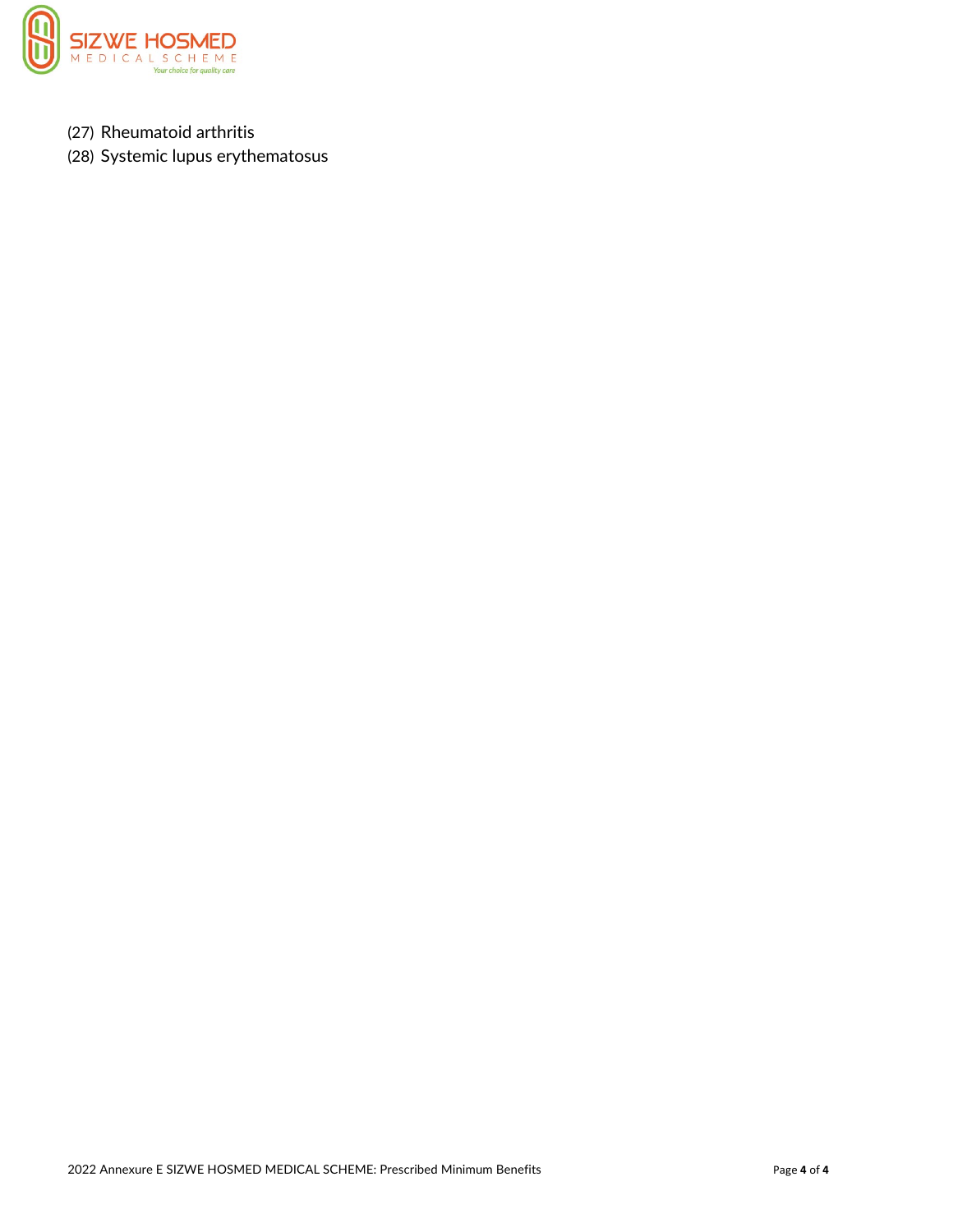(27) Rheumatoid arthritis

(28) Systemic lupus erythematosus